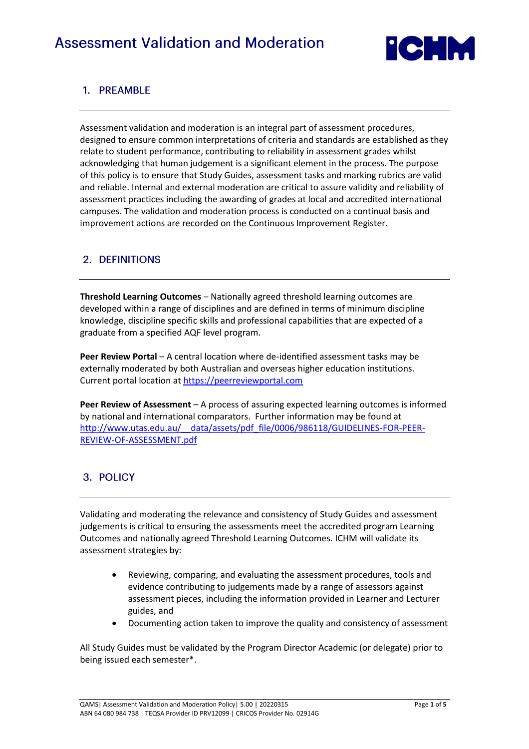# Assessment Validation and Moderation

## 1. PREAMBLE

Assessment validation and moderation is an integral part of assessment procedures, designed to ensure common interpretations of criteria and standards are established as they relate to student performance, contributing to reliability in assessment grades whilst acknowledging that human judgement is a significant element in the process. The purpose of this policy is to ensure that Study Guides, assessment tasks and marking rubrics are valid and reliable. Internal and external moderation are critical to assure validity and reliability of assessment practices including the awarding of grades at local and accredited international campuses. The validation and moderation process is conducted on a continual basis and improvement actions are recorded on the Continuous Improvement Register.

## 2. DEFINITIONS

**Threshold Learning Outcomes** – Nationally agreed threshold learning outcomes are developed within a range of disciplines and are defined in terms of minimum discipline knowledge, discipline specific skills and professional capabilities that are expected of a graduate from a specified AQF level program.

**Peer Review Portal** – A central location where de-identified assessment tasks may be externally moderated by both Australian and overseas higher education institutions. Current portal location at [https://peerreviewportal.com](https://peerreviewportal.com)

**Peer Review of Assessment** – A process of assuring expected learning outcomes is informed by national and international comparators. Further information may be found at [http://www.utas.edu.au/__data/assets/pdf_file/0006/986118/GUIDELINES-FOR-PEER-REVIEW-OF-ASSESSMENT.pdf](http://www.utas.edu.au/__data/assets/pdf_file/0006/986118/GUIDELINES-FOR-PEER-REVIEW-OF-ASSESSMENT.pdf)

## 3. POLICY

Validating and moderating the relevance and consistency of Study Guides and assessment judgements is critical to ensuring the assessments meet the accredited program Learning Outcomes and nationally agreed Threshold Learning Outcomes. ICHM will validate its assessment strategies by:

- Reviewing, comparing, and evaluating the assessment procedures, tools and evidence contributing to judgements made by a range of assessors against assessment pieces, including the information provided in Learner and Lecturer guides, and
- Documenting action taken to improve the quality and consistency of assessment

All Study Guides must be validated by the Program Director Academic (or delegate) prior to being issued each semester*.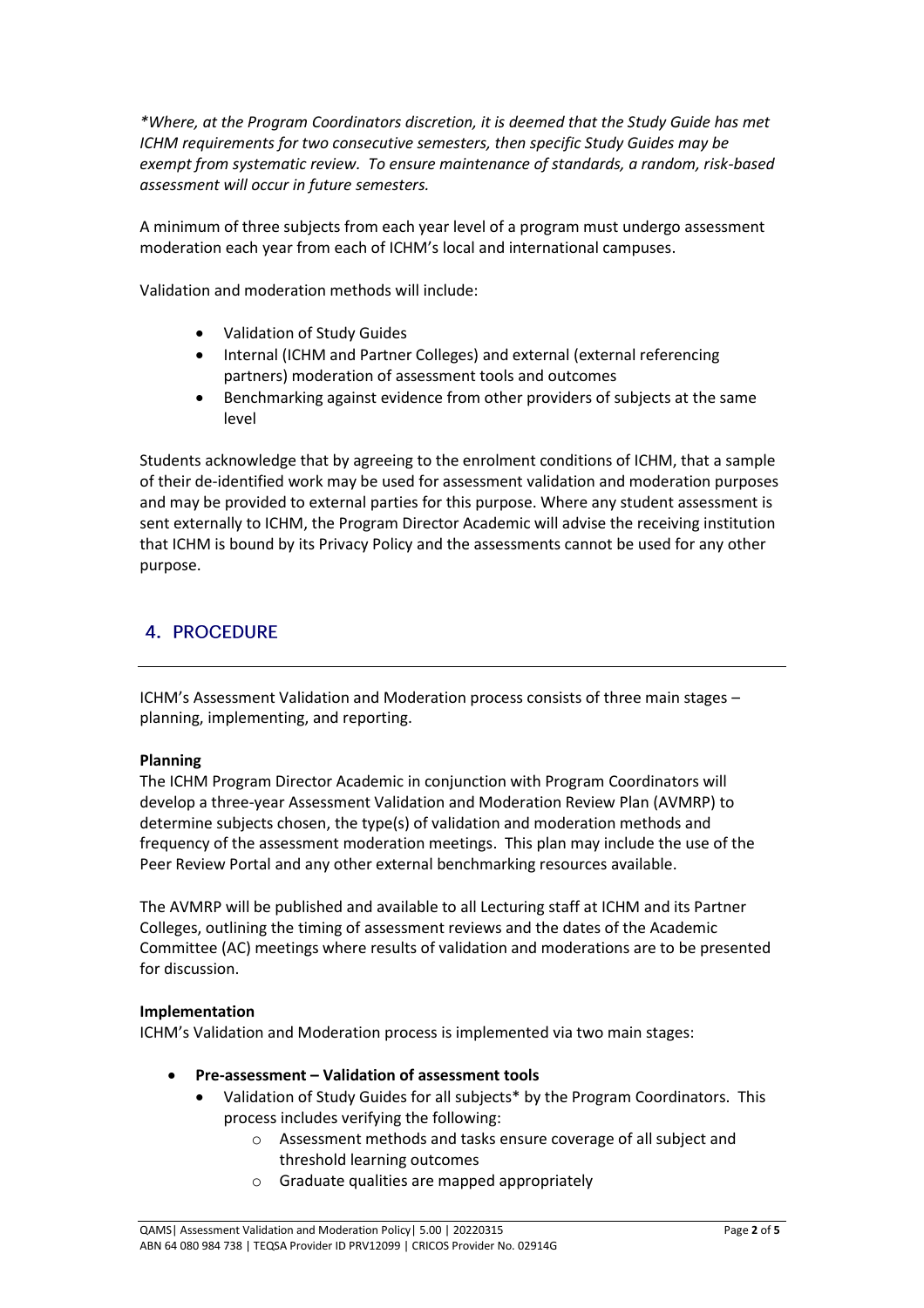*\*Where, at the Program Coordinators discretion, it is deemed that the Study Guide has met ICHM requirements for two consecutive semesters, then specific Study Guides may be exempt from systematic review. To ensure maintenance of standards, a random, risk-based assessment will occur in future semesters.*

A minimum of three subjects from each year level of a program must undergo assessment moderation each year from each of ICHM's local and international campuses.

Validation and moderation methods will include:

- Validation of Study Guides
- Internal (ICHM and Partner Colleges) and external (external referencing partners) moderation of assessment tools and outcomes
- Benchmarking against evidence from other providers of subjects at the same level

Students acknowledge that by agreeing to the enrolment conditions of ICHM, that a sample of their de-identified work may be used for assessment validation and moderation purposes and may be provided to external parties for this purpose. Where any student assessment is sent externally to ICHM, the Program Director Academic will advise the receiving institution that ICHM is bound by its Privacy Policy and the assessments cannot be used for any other purpose.

## 4. PROCEDURE

ICHM's Assessment Validation and Moderation process consists of three main stages – planning, implementing, and reporting.

**Planning**

The ICHM Program Director Academic in conjunction with Program Coordinators will develop a three-year Assessment Validation and Moderation Review Plan (AVMRP) to determine subjects chosen, the type(s) of validation and moderation methods and frequency of the assessment moderation meetings. This plan may include the use of the Peer Review Portal and any other external benchmarking resources available.

The AVMRP will be published and available to all Lecturing staff at ICHM and its Partner Colleges, outlining the timing of assessment reviews and the dates of the Academic Committee (AC) meetings where results of validation and moderations are to be presented for discussion.

**Implementation**

ICHM's Validation and Moderation process is implemented via two main stages:

- **Pre-assessment – Validation of assessment tools**
  - Validation of Study Guides for all subjects* by the Program Coordinators. This process includes verifying the following:
    - Assessment methods and tasks ensure coverage of all subject and threshold learning outcomes
    - Graduate qualities are mapped appropriately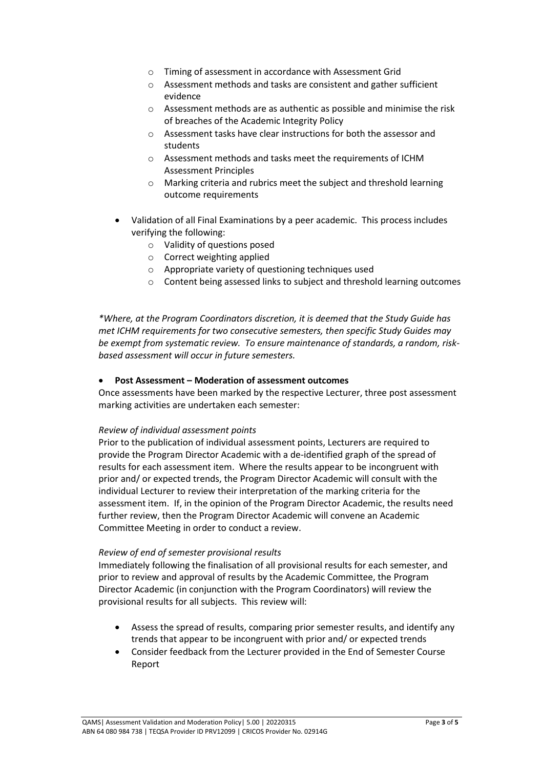- Timing of assessment in accordance with Assessment Grid
  - Assessment methods and tasks are consistent and gather sufficient evidence
  - Assessment methods are as authentic as possible and minimise the risk of breaches of the Academic Integrity Policy
  - Assessment tasks have clear instructions for both the assessor and students
  - Assessment methods and tasks meet the requirements of ICHM Assessment Principles
  - Marking criteria and rubrics meet the subject and threshold learning outcome requirements

- Validation of all Final Examinations by a peer academic. This process includes verifying the following:
  - Validity of questions posed
  - Correct weighting applied
  - Appropriate variety of questioning techniques used
  - Content being assessed links to subject and threshold learning outcomes

*\*Where, at the Program Coordinators discretion, it is deemed that the Study Guide has met ICHM requirements for two consecutive semesters, then specific Study Guides may be exempt from systematic review. To ensure maintenance of standards, a random, risk-based assessment will occur in future semesters.*

- **Post Assessment – Moderation of assessment outcomes**

Once assessments have been marked by the respective Lecturer, three post assessment marking activities are undertaken each semester:

*Review of individual assessment points*

Prior to the publication of individual assessment points, Lecturers are required to provide the Program Director Academic with a de-identified graph of the spread of results for each assessment item. Where the results appear to be incongruent with prior and/ or expected trends, the Program Director Academic will consult with the individual Lecturer to review their interpretation of the marking criteria for the assessment item. If, in the opinion of the Program Director Academic, the results need further review, then the Program Director Academic will convene an Academic Committee Meeting in order to conduct a review.

*Review of end of semester provisional results*

Immediately following the finalisation of all provisional results for each semester, and prior to review and approval of results by the Academic Committee, the Program Director Academic (in conjunction with the Program Coordinators) will review the provisional results for all subjects. This review will:

- Assess the spread of results, comparing prior semester results, and identify any trends that appear to be incongruent with prior and/ or expected trends
- Consider feedback from the Lecturer provided in the End of Semester Course Report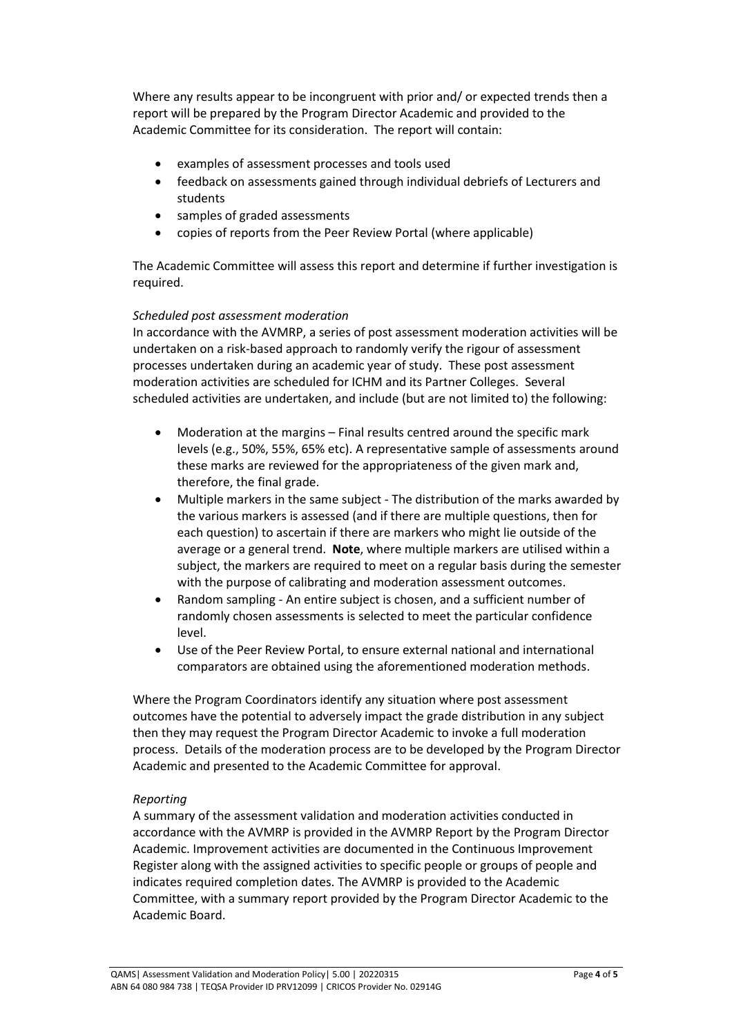Where any results appear to be incongruent with prior and/ or expected trends then a report will be prepared by the Program Director Academic and provided to the Academic Committee for its consideration. The report will contain:

- examples of assessment processes and tools used
- feedback on assessments gained through individual debriefs of Lecturers and students
- samples of graded assessments
- copies of reports from the Peer Review Portal (where applicable)

The Academic Committee will assess this report and determine if further investigation is required.

*Scheduled post assessment moderation*

In accordance with the AVMRP, a series of post assessment moderation activities will be undertaken on a risk-based approach to randomly verify the rigour of assessment processes undertaken during an academic year of study. These post assessment moderation activities are scheduled for ICHM and its Partner Colleges. Several scheduled activities are undertaken, and include (but are not limited to) the following:

- Moderation at the margins – Final results centred around the specific mark levels (e.g., 50%, 55%, 65% etc). A representative sample of assessments around these marks are reviewed for the appropriateness of the given mark and, therefore, the final grade.
- Multiple markers in the same subject - The distribution of the marks awarded by the various markers is assessed (and if there are multiple questions, then for each question) to ascertain if there are markers who might lie outside of the average or a general trend. **Note**, where multiple markers are utilised within a subject, the markers are required to meet on a regular basis during the semester with the purpose of calibrating and moderation assessment outcomes.
- Random sampling - An entire subject is chosen, and a sufficient number of randomly chosen assessments is selected to meet the particular confidence level.
- Use of the Peer Review Portal, to ensure external national and international comparators are obtained using the aforementioned moderation methods.

Where the Program Coordinators identify any situation where post assessment outcomes have the potential to adversely impact the grade distribution in any subject then they may request the Program Director Academic to invoke a full moderation process. Details of the moderation process are to be developed by the Program Director Academic and presented to the Academic Committee for approval.

*Reporting*

A summary of the assessment validation and moderation activities conducted in accordance with the AVMRP is provided in the AVMRP Report by the Program Director Academic. Improvement activities are documented in the Continuous Improvement Register along with the assigned activities to specific people or groups of people and indicates required completion dates. The AVMRP is provided to the Academic Committee, with a summary report provided by the Program Director Academic to the Academic Board.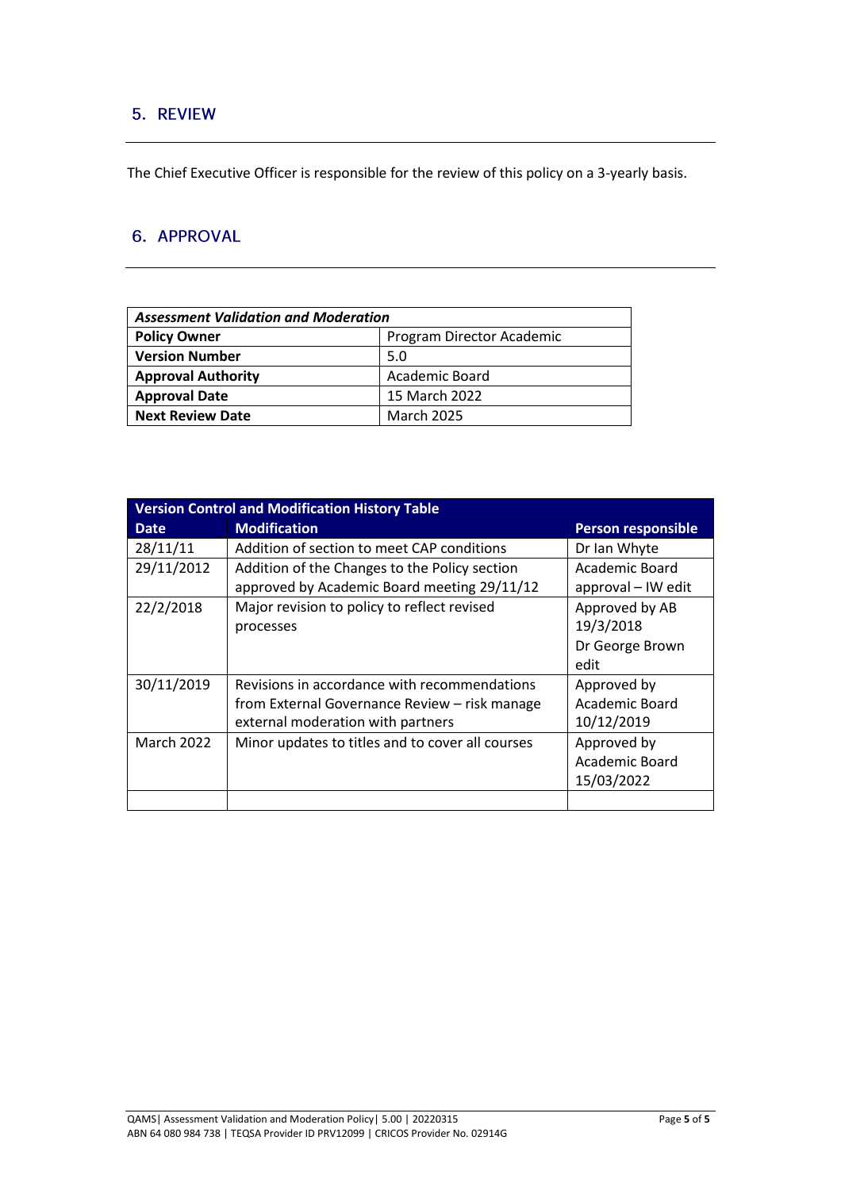## 5. REVIEW

The Chief Executive Officer is responsible for the review of this policy on a 3-yearly basis.

## 6. APPROVAL

| ***Assessment Validation and Moderation*** | |
|---|---|
| **Policy Owner** | Program Director Academic |
| **Version Number** | 5.0 |
| **Approval Authority** | Academic Board |
| **Approval Date** | 15 March 2022 |
| **Next Review Date** | March 2025 |

| **Version Control and Modification History Table** | | |
|---|---|---|
| **Date** | **Modification** | **Person responsible** |
| 28/11/11 | Addition of section to meet CAP conditions | Dr Ian Whyte |
| 29/11/2012 | Addition of the Changes to the Policy section approved by Academic Board meeting 29/11/12 | Academic Board approval – IW edit |
| 22/2/2018 | Major revision to policy to reflect revised processes | Approved by AB 19/3/2018<br>Dr George Brown edit |
| 30/11/2019 | Revisions in accordance with recommendations from External Governance Review – risk manage external moderation with partners | Approved by Academic Board 10/12/2019 |
| March 2022 | Minor updates to titles and to cover all courses | Approved by Academic Board 15/03/2022 |
| | | |